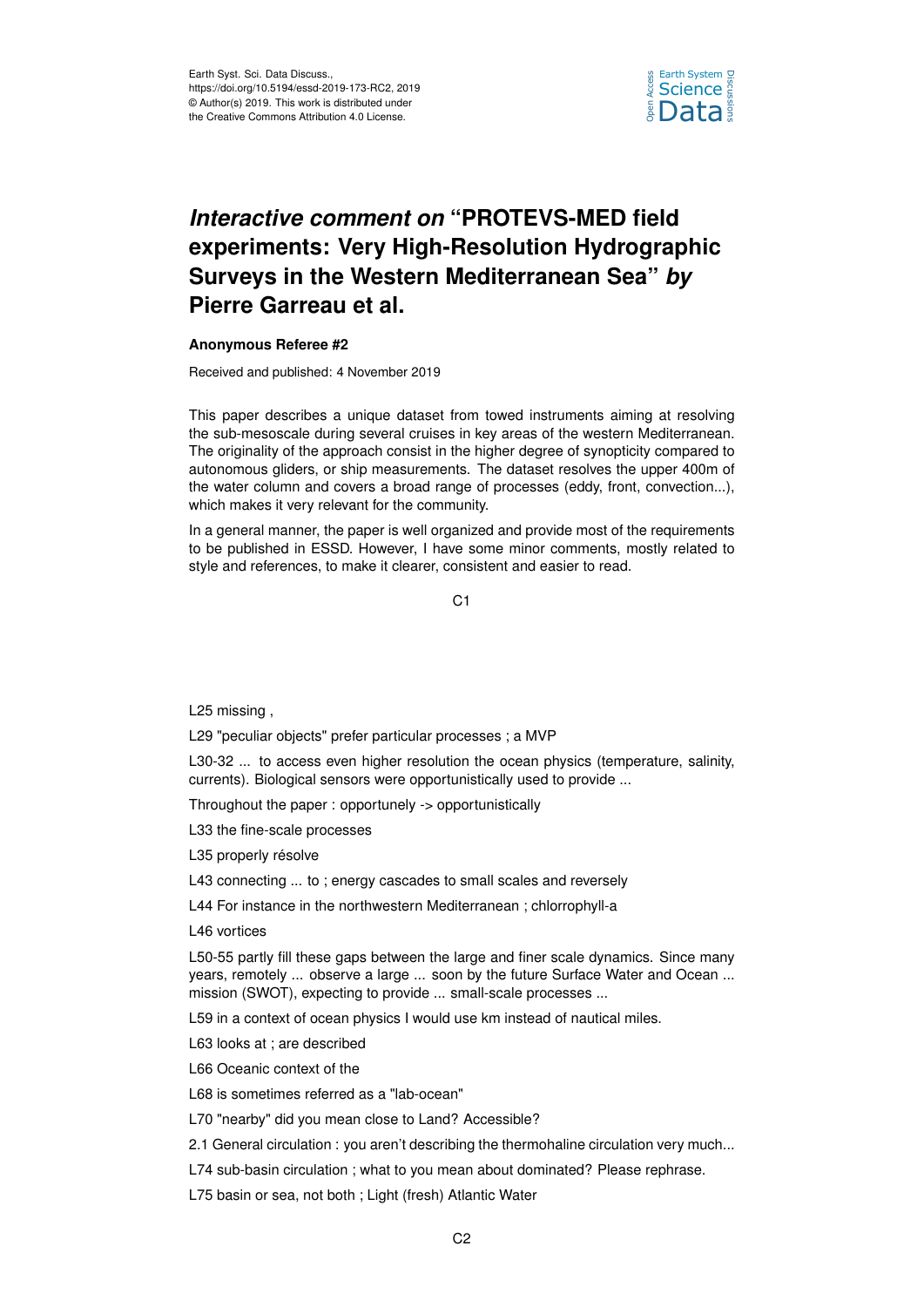# *Interactive comment on* "PROTEVS-MED field experiments: Very High-Resolution Hydrographic Surveys in the Western Mediterranean Sea" *by* Pierre Garreau et al.

**Anonymous Referee #2**

Received and published: 4 November 2019

This paper describes a unique dataset from towed instruments aiming at resolving the sub-mesoscale during several cruises in key areas of the western Mediterranean. The originality of the approach consist in the higher degree of synopticity compared to autonomous gliders, or ship measurements. The dataset resolves the upper 400m of the water column and covers a broad range of processes (eddy, front, convection...), which makes it very relevant for the community.

In a general manner, the paper is well organized and provide most of the requirements to be published in ESSD. However, I have some minor comments, mostly related to style and references, to make it clearer, consistent and easier to read.

L25 missing ,

L29 "peculiar objects" prefer particular processes ; a MVP

L30-32 ... to access even higher resolution the ocean physics (temperature, salinity, currents). Biological sensors were opportunistically used to provide ...

Throughout the paper : opportunely -> opportunistically

L33 the fine-scale processes

L35 properly résolve

L43 connecting ... to ; energy cascades to small scales and reversely

L44 For instance in the northwestern Mediterranean ; chlorrophyll-a

L46 vortices

L50-55 partly fill these gaps between the large and finer scale dynamics. Since many years, remotely ... observe a large ... soon by the future Surface Water and Ocean ... mission (SWOT), expecting to provide ... small-scale processes ...

L59 in a context of ocean physics I would use km instead of nautical miles.

L63 looks at ; are described

L66 Oceanic context of the

L68 is sometimes referred as a "lab-ocean"

L70 "nearby" did you mean close to Land? Accessible?

2.1 General circulation : you aren't describing the thermohaline circulation very much...

L74 sub-basin circulation ; what to you mean about dominated? Please rephrase.

L75 basin or sea, not both ; Light (fresh) Atlantic Water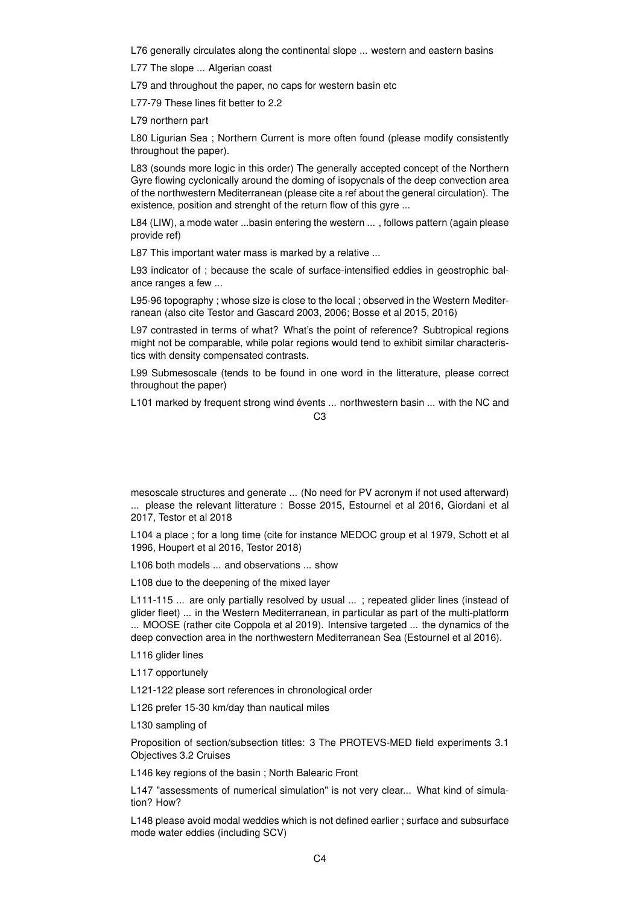L76 generally circulates along the continental slope ... western and eastern basins

L77 The slope ... Algerian coast

L79 and throughout the paper, no caps for western basin etc

L77-79 These lines fit better to 2.2

L79 northern part

L80 Ligurian Sea ; Northern Current is more often found (please modify consistently throughout the paper).

L83 (sounds more logic in this order) The generally accepted concept of the Northern Gyre flowing cyclonically around the doming of isopycnals of the deep convection area of the northwestern Mediterranean (please cite a ref about the general circulation). The existence, position and strenght of the return flow of this gyre ...

L84 (LIW), a mode water ...basin entering the western ... , follows pattern (again please provide ref)

L87 This important water mass is marked by a relative ...

L93 indicator of ; because the scale of surface-intensified eddies in geostrophic balance ranges a few ...

L95-96 topography ; whose size is close to the local ; observed in the Western Mediterranean (also cite Testor and Gascard 2003, 2006; Bosse et al 2015, 2016)

L97 contrasted in terms of what? What's the point of reference? Subtropical regions might not be comparable, while polar regions would tend to exhibit similar characteristics with density compensated contrasts.

L99 Submesoscale (tends to be found in one word in the litterature, please correct throughout the paper)

L101 marked by frequent strong wind évents ... northwestern basin ... with the NC and mesoscale structures and generate ... (No need for PV acronym if not used afterward) ... please the relevant litterature : Bosse 2015, Estournel et al 2016, Giordani et al 2017, Testor et al 2018

L104 a place ; for a long time (cite for instance MEDOC group et al 1979, Schott et al 1996, Houpert et al 2016, Testor 2018)

L106 both models ... and observations ... show

L108 due to the deepening of the mixed layer

L111-115 ... are only partially resolved by usual ... ; repeated glider lines (instead of glider fleet) ... in the Western Mediterranean, in particular as part of the multi-platform ... MOOSE (rather cite Coppola et al 2019). Intensive targeted ... the dynamics of the deep convection area in the northwestern Mediterranean Sea (Estournel et al 2016).

L116 glider lines

L117 opportunely

L121-122 please sort references in chronological order

L126 prefer 15-30 km/day than nautical miles

L130 sampling of

Proposition of section/subsection titles: 3 The PROTEVS-MED field experiments 3.1 Objectives 3.2 Cruises

L146 key regions of the basin ; North Balearic Front

L147 "assessments of numerical simulation" is not very clear... What kind of simulation? How?

L148 please avoid modal weddies which is not defined earlier ; surface and subsurface mode water eddies (including SCV)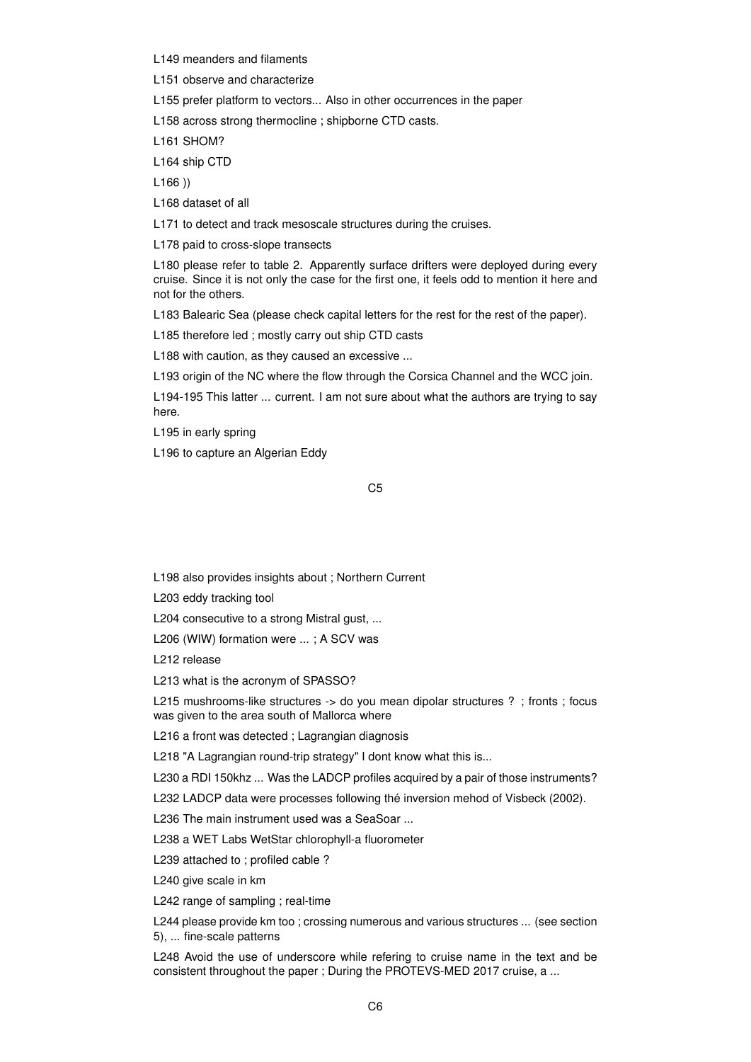L149 meanders and filaments

L151 observe and characterize

L155 prefer platform to vectors... Also in other occurrences in the paper

L158 across strong thermocline ; shipborne CTD casts.

L161 SHOM?

L164 ship CTD

L166 ))

L168 dataset of all

L171 to detect and track mesoscale structures during the cruises.

L178 paid to cross-slope transects

L180 please refer to table 2. Apparently surface drifters were deployed during every cruise. Since it is not only the case for the first one, it feels odd to mention it here and not for the others.

L183 Balearic Sea (please check capital letters for the rest for the rest of the paper).

L185 therefore led ; mostly carry out ship CTD casts

L188 with caution, as they caused an excessive ...

L193 origin of the NC where the flow through the Corsica Channel and the WCC join.

L194-195 This latter ... current. I am not sure about what the authors are trying to say here.

L195 in early spring

L196 to capture an Algerian Eddy

L198 also provides insights about ; Northern Current

L203 eddy tracking tool

L204 consecutive to a strong Mistral gust, ...

L206 (WIW) formation were ... ; A SCV was

L212 release

L213 what is the acronym of SPASSO?

L215 mushrooms-like structures -> do you mean dipolar structures ? ; fronts ; focus was given to the area south of Mallorca where

L216 a front was detected ; Lagrangian diagnosis

L218 "A Lagrangian round-trip strategy" I dont know what this is...

L230 a RDI 150khz ... Was the LADCP profiles acquired by a pair of those instruments?

L232 LADCP data were processes following thé inversion mehod of Visbeck (2002).

L236 The main instrument used was a SeaSoar ...

L238 a WET Labs WetStar chlorophyll-a fluorometer

L239 attached to ; profiled cable ?

L240 give scale in km

L242 range of sampling ; real-time

L244 please provide km too ; crossing numerous and various structures ... (see section 5), ... fine-scale patterns

L248 Avoid the use of underscore while refering to cruise name in the text and be consistent throughout the paper ; During the PROTEVS-MED 2017 cruise, a ...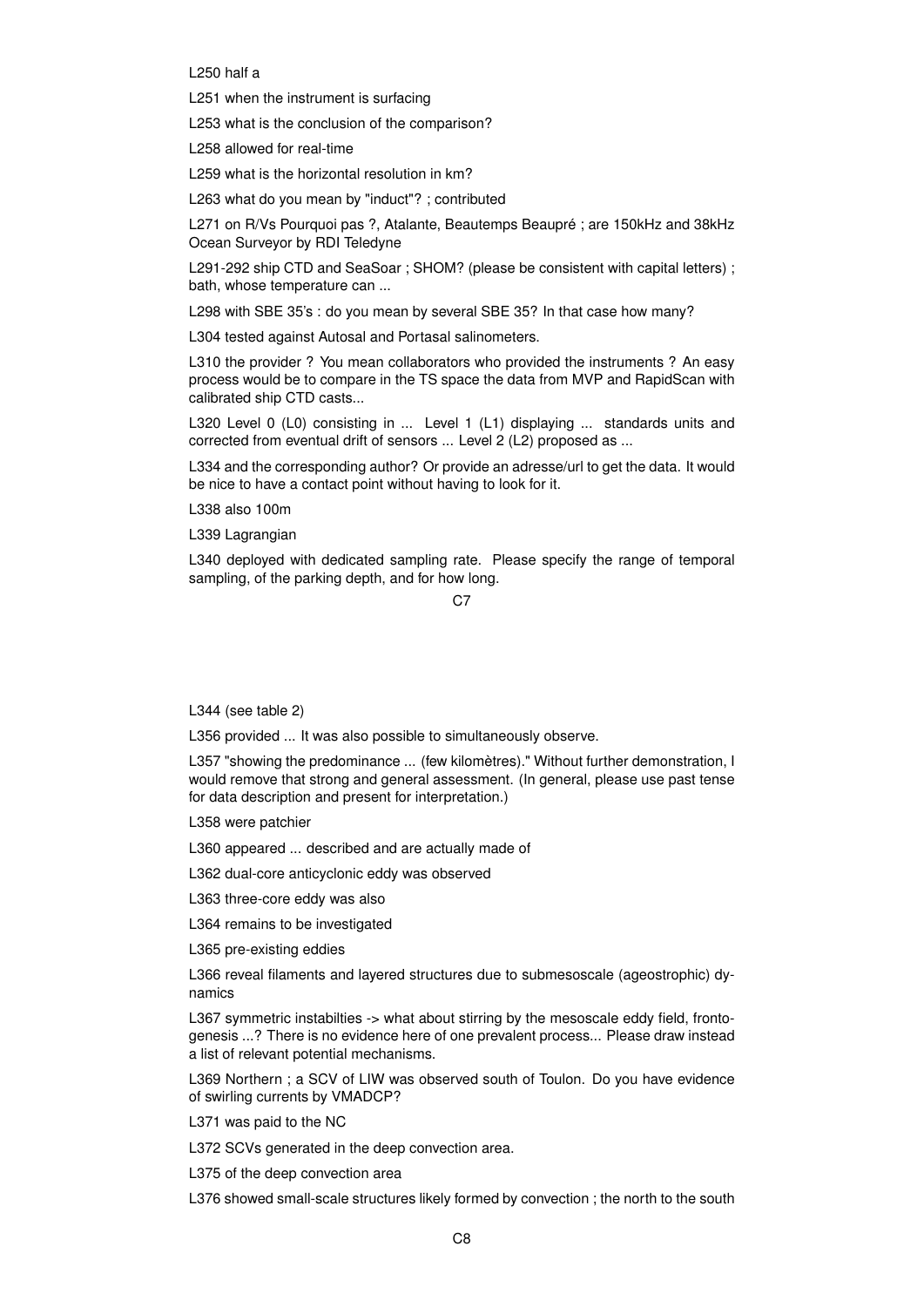L250 half a

L251 when the instrument is surfacing

L253 what is the conclusion of the comparison?

L258 allowed for real-time

L259 what is the horizontal resolution in km?

L263 what do you mean by "induct"? ; contributed

L271 on R/Vs Pourquoi pas ?, Atalante, Beautemps Beaupré ; are 150kHz and 38kHz Ocean Surveyor by RDI Teledyne

L291-292 ship CTD and SeaSoar ; SHOM? (please be consistent with capital letters) ; bath, whose temperature can ...

L298 with SBE 35's : do you mean by several SBE 35? In that case how many?

L304 tested against Autosal and Portasal salinometers.

L310 the provider ? You mean collaborators who provided the instruments ? An easy process would be to compare in the TS space the data from MVP and RapidScan with calibrated ship CTD casts...

L320 Level 0 (L0) consisting in ... Level 1 (L1) displaying ... standards units and corrected from eventual drift of sensors ... Level 2 (L2) proposed as ...

L334 and the corresponding author? Or provide an adresse/url to get the data. It would be nice to have a contact point without having to look for it.

L338 also 100m

L339 Lagrangian

L340 deployed with dedicated sampling rate. Please specify the range of temporal sampling, of the parking depth, and for how long.

L344 (see table 2)

L356 provided ... It was also possible to simultaneously observe.

L357 "showing the predominance ... (few kilomètres)." Without further demonstration, I would remove that strong and general assessment. (In general, please use past tense for data description and present for interpretation.)

L358 were patchier

L360 appeared ... described and are actually made of

L362 dual-core anticyclonic eddy was observed

L363 three-core eddy was also

L364 remains to be investigated

L365 pre-existing eddies

L366 reveal filaments and layered structures due to submesoscale (ageostrophic) dynamics

L367 symmetric instabilties -> what about stirring by the mesoscale eddy field, frontogenesis ...? There is no evidence here of one prevalent process... Please draw instead a list of relevant potential mechanisms.

L369 Northern ; a SCV of LIW was observed south of Toulon. Do you have evidence of swirling currents by VMADCP?

L371 was paid to the NC

L372 SCVs generated in the deep convection area.

L375 of the deep convection area

L376 showed small-scale structures likely formed by convection ; the north to the south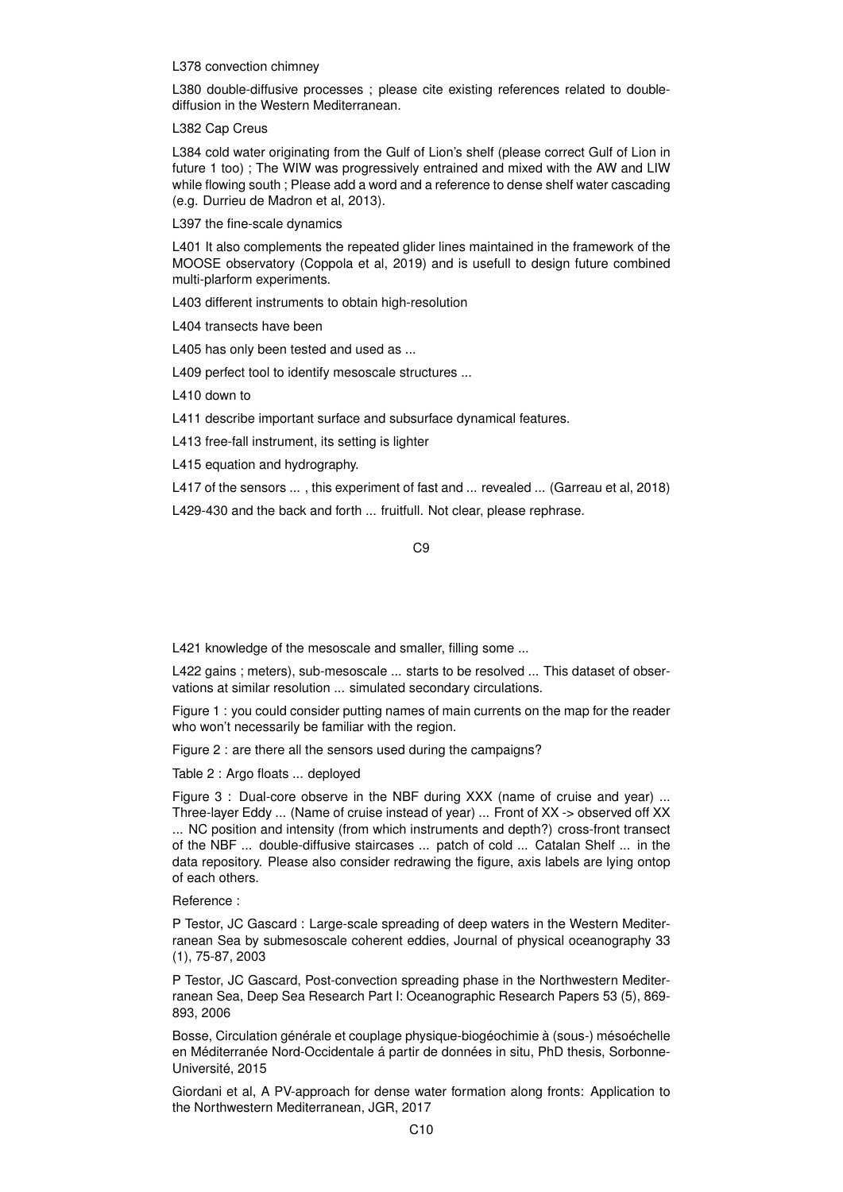L378 convection chimney

L380 double-diffusive processes ; please cite existing references related to double-diffusion in the Western Mediterranean.

L382 Cap Creus

L384 cold water originating from the Gulf of Lion's shelf (please correct Gulf of Lion in future 1 too) ; The WIW was progressively entrained and mixed with the AW and LIW while flowing south ; Please add a word and a reference to dense shelf water cascading (e.g. Durrieu de Madron et al, 2013).

L397 the fine-scale dynamics

L401 It also complements the repeated glider lines maintained in the framework of the MOOSE observatory (Coppola et al, 2019) and is usefull to design future combined multi-plarform experiments.

L403 different instruments to obtain high-resolution

L404 transects have been

L405 has only been tested and used as ...

L409 perfect tool to identify mesoscale structures ...

L410 down to

L411 describe important surface and subsurface dynamical features.

L413 free-fall instrument, its setting is lighter

L415 equation and hydrography.

L417 of the sensors ... , this experiment of fast and ... revealed ... (Garreau et al, 2018)

L429-430 and the back and forth ... fruitfull. Not clear, please rephrase.

L421 knowledge of the mesoscale and smaller, filling some ...

L422 gains ; meters), sub-mesoscale ... starts to be resolved ... This dataset of observations at similar resolution ... simulated secondary circulations.

Figure 1 : you could consider putting names of main currents on the map for the reader who won't necessarily be familiar with the region.

Figure 2 : are there all the sensors used during the campaigns?

Table 2 : Argo floats ... deployed

Figure 3 : Dual-core observe in the NBF during XXX (name of cruise and year) ... Three-layer Eddy ... (Name of cruise instead of year) ... Front of XX -> observed off XX ... NC position and intensity (from which instruments and depth?) cross-front transect of the NBF ... double-diffusive staircases ... patch of cold ... Catalan Shelf ... in the data repository. Please also consider redrawing the figure, axis labels are lying ontop of each others.

Reference :

P Testor, JC Gascard : Large-scale spreading of deep waters in the Western Mediterranean Sea by submesoscale coherent eddies, Journal of physical oceanography 33 (1), 75-87, 2003

P Testor, JC Gascard, Post-convection spreading phase in the Northwestern Mediterranean Sea, Deep Sea Research Part I: Oceanographic Research Papers 53 (5), 869-893, 2006

Bosse, Circulation générale et couplage physique-biogéochimie à (sous-) mésoéchelle en Méditerranée Nord-Occidentale á partir de données in situ, PhD thesis, Sorbonne-Université, 2015

Giordani et al, A PV-approach for dense water formation along fronts: Application to the Northwestern Mediterranean, JGR, 2017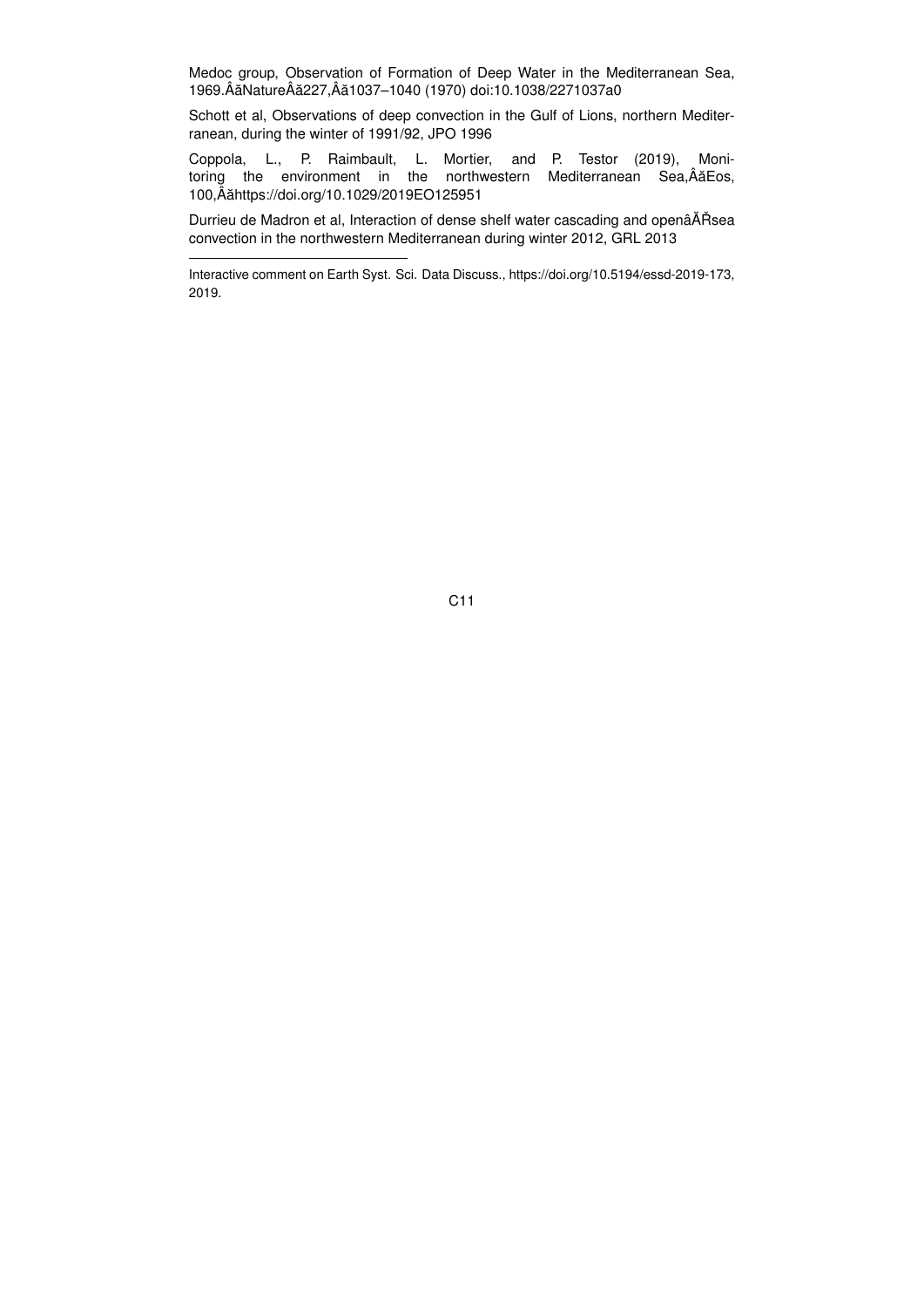Medoc group, Observation of Formation of Deep Water in the Mediterranean Sea, 1969.ÂăNatureÂă227,Âă1037–1040 (1970) doi:10.1038/2271037a0

Schott et al, Observations of deep convection in the Gulf of Lions, northern Mediterranean, during the winter of 1991/92, JPO 1996

Coppola, L., P. Raimbault, L. Mortier, and P. Testor (2019), Monitoring the environment in the northwestern Mediterranean Sea,ÂăEos, 100,Âăhttps://doi.org/10.1029/2019EO125951

Durrieu de Madron et al, Interaction of dense shelf water cascading and openâĂŘsea convection in the northwestern Mediterranean during winter 2012, GRL 2013

---

Interactive comment on Earth Syst. Sci. Data Discuss., https://doi.org/10.5194/essd-2019-173, 2019.